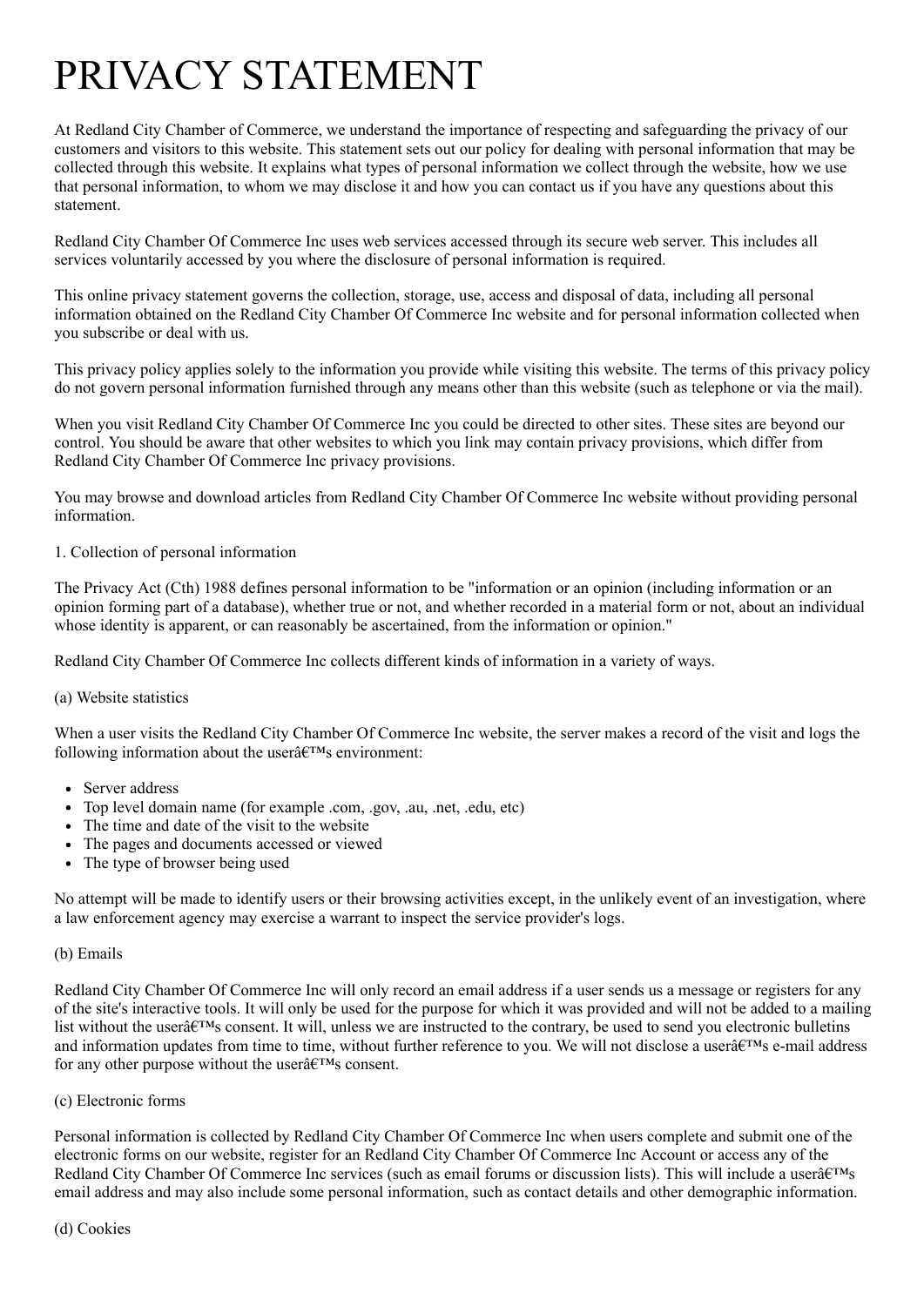# PRIVACY STATEMENT

At Redland City Chamber of Commerce, we understand the importance of respecting and safeguarding the privacy of our customers and visitors to this website. This statement sets out our policy for dealing with personal information that may be collected through this website. It explains what types of personal information we collect through the website, how we use that personal information, to whom we may disclose it and how you can contact us if you have any questions about this statement.

Redland City Chamber Of Commerce Inc uses web services accessed through its secure web server. This includes all services voluntarily accessed by you where the disclosure of personal information is required.

This online privacy statement governs the collection, storage, use, access and disposal of data, including all personal information obtained on the Redland City Chamber Of Commerce Inc website and for personal information collected when you subscribe or deal with us.

This privacy policy applies solely to the information you provide while visiting this website. The terms of this privacy policy do not govern personal information furnished through any means other than this website (such as telephone or via the mail).

When you visit Redland City Chamber Of Commerce Inc you could be directed to other sites. These sites are beyond our control. You should be aware that other websites to which you link may contain privacy provisions, which differ from Redland City Chamber Of Commerce Inc privacy provisions.

You may browse and download articles from Redland City Chamber Of Commerce Inc website without providing personal information.

1. Collection of personal information

The Privacy Act (Cth) 1988 defines personal information to be "information or an opinion (including information or an opinion forming part of a database), whether true or not, and whether recorded in a material form or not, about an individual whose identity is apparent, or can reasonably be ascertained, from the information or opinion."

Redland City Chamber Of Commerce Inc collects different kinds of information in a variety of ways.

(a) Website statistics

When a user visits the Redland City Chamber Of Commerce Inc website, the server makes a record of the visit and logs the following information about the userâ€™s environment:

- Server address
- Top level domain name (for example .com, .gov, .au, .net, .edu, etc)
- The time and date of the visit to the website
- The pages and documents accessed or viewed
- The type of browser being used

No attempt will be made to identify users or their browsing activities except, in the unlikely event of an investigation, where a law enforcement agency may exercise a warrant to inspect the service provider's logs.

(b) Emails

Redland City Chamber Of Commerce Inc will only record an email address if a user sends us a message or registers for any of the site's interactive tools. It will only be used for the purpose for which it was provided and will not be added to a mailing list without the userâ€™s consent. It will, unless we are instructed to the contrary, be used to send you electronic bulletins and information updates from time to time, without further reference to you. We will not disclose a userâ€™s e-mail address for any other purpose without the userâ€™s consent.

(c) Electronic forms

Personal information is collected by Redland City Chamber Of Commerce Inc when users complete and submit one of the electronic forms on our website, register for an Redland City Chamber Of Commerce Inc Account or access any of the Redland City Chamber Of Commerce Inc services (such as email forums or discussion lists). This will include a userâ€™s email address and may also include some personal information, such as contact details and other demographic information.

(d) Cookies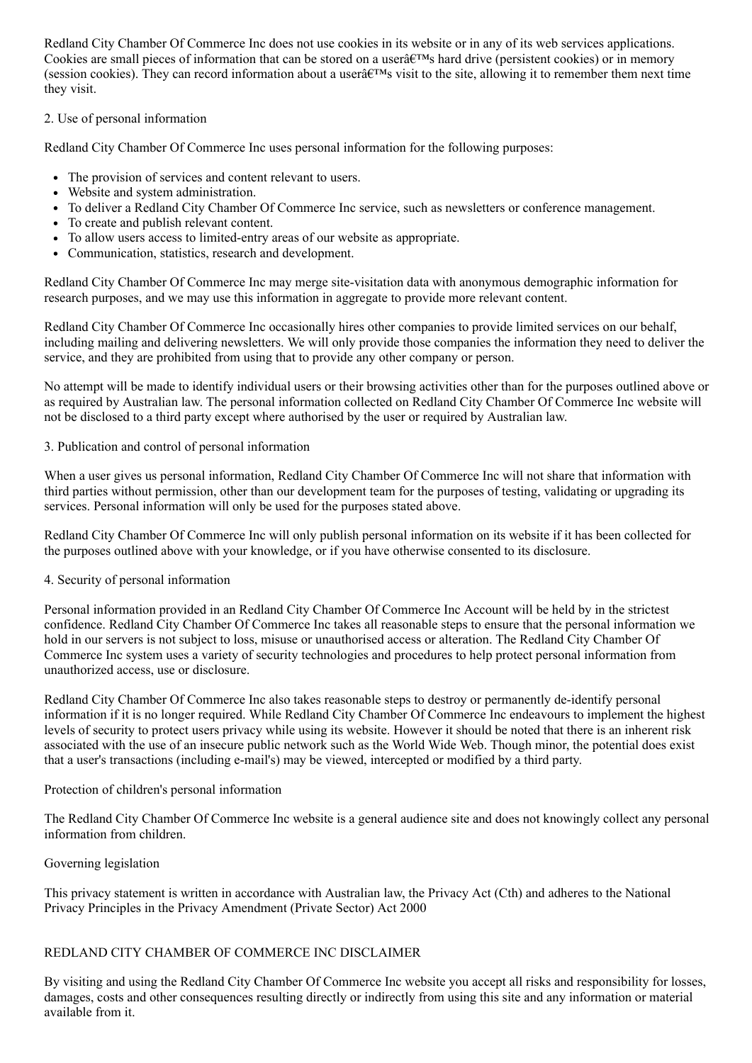Redland City Chamber Of Commerce Inc does not use cookies in its website or in any of its web services applications. Cookies are small pieces of information that can be stored on a userâ€™s hard drive (persistent cookies) or in memory (session cookies). They can record information about a userâ€™s visit to the site, allowing it to remember them next time they visit.

2. Use of personal information

Redland City Chamber Of Commerce Inc uses personal information for the following purposes:

- The provision of services and content relevant to users.
- Website and system administration.
- To deliver a Redland City Chamber Of Commerce Inc service, such as newsletters or conference management.
- To create and publish relevant content.
- To allow users access to limited-entry areas of our website as appropriate.
- Communication, statistics, research and development.

Redland City Chamber Of Commerce Inc may merge site-visitation data with anonymous demographic information for research purposes, and we may use this information in aggregate to provide more relevant content.

Redland City Chamber Of Commerce Inc occasionally hires other companies to provide limited services on our behalf, including mailing and delivering newsletters. We will only provide those companies the information they need to deliver the service, and they are prohibited from using that to provide any other company or person.

No attempt will be made to identify individual users or their browsing activities other than for the purposes outlined above or as required by Australian law. The personal information collected on Redland City Chamber Of Commerce Inc website will not be disclosed to a third party except where authorised by the user or required by Australian law.

3. Publication and control of personal information

When a user gives us personal information, Redland City Chamber Of Commerce Inc will not share that information with third parties without permission, other than our development team for the purposes of testing, validating or upgrading its services. Personal information will only be used for the purposes stated above.

Redland City Chamber Of Commerce Inc will only publish personal information on its website if it has been collected for the purposes outlined above with your knowledge, or if you have otherwise consented to its disclosure.

4. Security of personal information

Personal information provided in an Redland City Chamber Of Commerce Inc Account will be held by in the strictest confidence. Redland City Chamber Of Commerce Inc takes all reasonable steps to ensure that the personal information we hold in our servers is not subject to loss, misuse or unauthorised access or alteration. The Redland City Chamber Of Commerce Inc system uses a variety of security technologies and procedures to help protect personal information from unauthorized access, use or disclosure.

Redland City Chamber Of Commerce Inc also takes reasonable steps to destroy or permanently de-identify personal information if it is no longer required. While Redland City Chamber Of Commerce Inc endeavours to implement the highest levels of security to protect users privacy while using its website. However it should be noted that there is an inherent risk associated with the use of an insecure public network such as the World Wide Web. Though minor, the potential does exist that a user's transactions (including e-mail's) may be viewed, intercepted or modified by a third party.

Protection of children's personal information

The Redland City Chamber Of Commerce Inc website is a general audience site and does not knowingly collect any personal information from children.

Governing legislation

This privacy statement is written in accordance with Australian law, the Privacy Act (Cth) and adheres to the National Privacy Principles in the Privacy Amendment (Private Sector) Act 2000

REDLAND CITY CHAMBER OF COMMERCE INC DISCLAIMER

By visiting and using the Redland City Chamber Of Commerce Inc website you accept all risks and responsibility for losses, damages, costs and other consequences resulting directly or indirectly from using this site and any information or material available from it.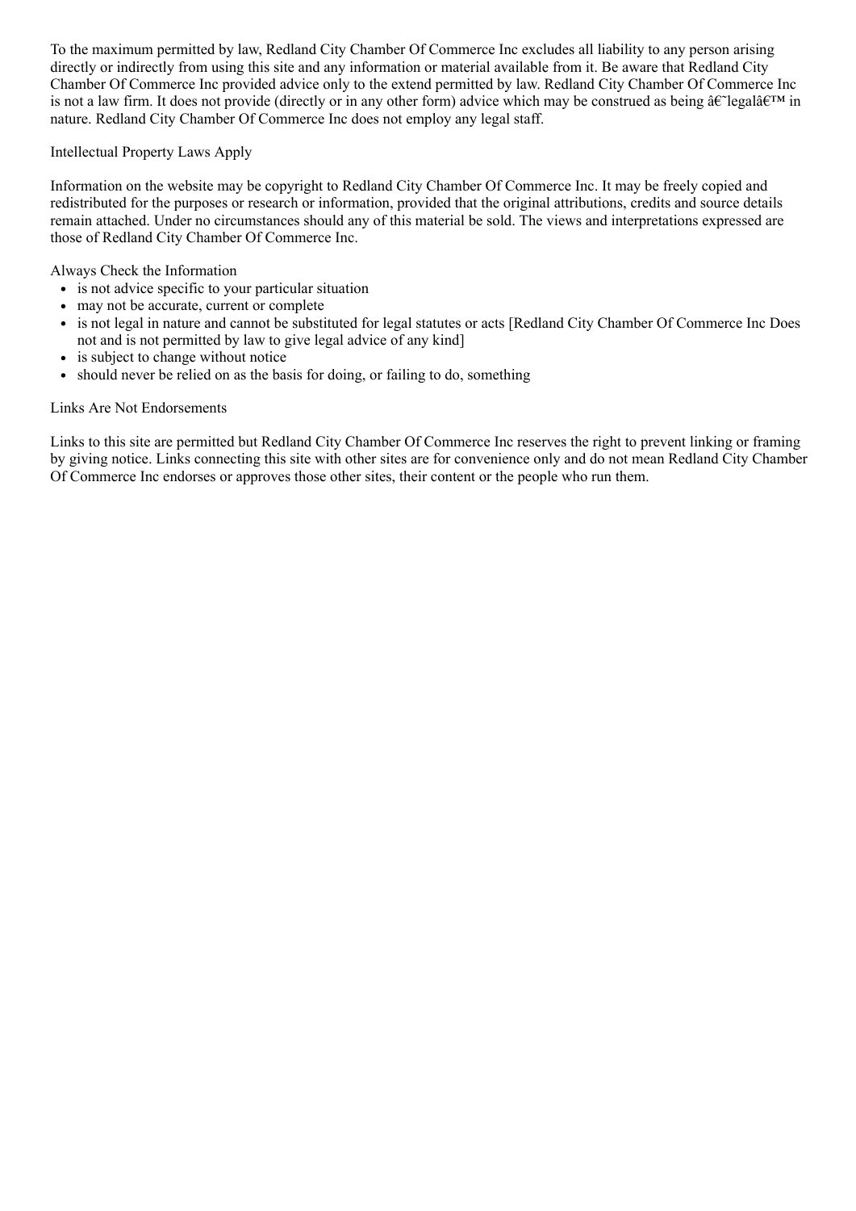To the maximum permitted by law, Redland City Chamber Of Commerce Inc excludes all liability to any person arising directly or indirectly from using this site and any information or material available from it. Be aware that Redland City Chamber Of Commerce Inc provided advice only to the extend permitted by law. Redland City Chamber Of Commerce Inc is not a law firm. It does not provide (directly or in any other form) advice which may be construed as being â€˜legalâ€™ in nature. Redland City Chamber Of Commerce Inc does not employ any legal staff.

Intellectual Property Laws Apply

Information on the website may be copyright to Redland City Chamber Of Commerce Inc. It may be freely copied and redistributed for the purposes or research or information, provided that the original attributions, credits and source details remain attached. Under no circumstances should any of this material be sold. The views and interpretations expressed are those of Redland City Chamber Of Commerce Inc.

Always Check the Information

- is not advice specific to your particular situation
- may not be accurate, current or complete
- is not legal in nature and cannot be substituted for legal statutes or acts [Redland City Chamber Of Commerce Inc Does not and is not permitted by law to give legal advice of any kind]
- is subject to change without notice
- should never be relied on as the basis for doing, or failing to do, something

Links Are Not Endorsements

Links to this site are permitted but Redland City Chamber Of Commerce Inc reserves the right to prevent linking or framing by giving notice. Links connecting this site with other sites are for convenience only and do not mean Redland City Chamber Of Commerce Inc endorses or approves those other sites, their content or the people who run them.